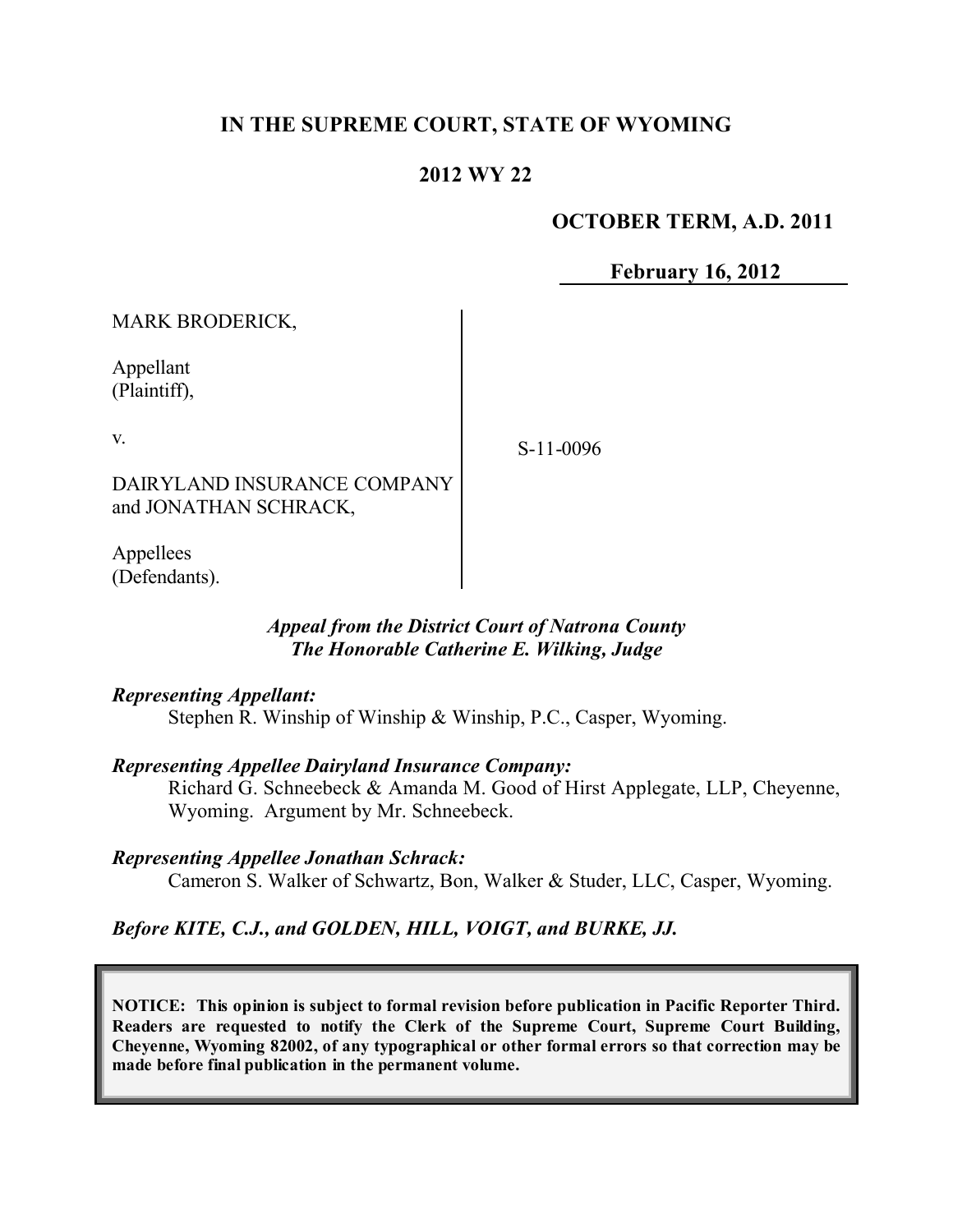# IN THE SUPREME COURT, STATE OF WYOMING

## 2012 WY 22

**OCTOBER TERM, A.D. 2011**

**February 16, 2012**

| | |
|---|---|
| MARK BRODERICK,<br><br>Appellant<br>(Plaintiff),<br><br>v.<br><br>DAIRYLAND INSURANCE COMPANY and JONATHAN SCHRACK,<br><br>Appellees<br>(Defendants). | S-11-0096 |

***Appeal from the District Court of Natrona County***
***The Honorable Catherine E. Wilking, Judge***

***Representing Appellant:***

Stephen R. Winship of Winship & Winship, P.C., Casper, Wyoming.

***Representing Appellee Dairyland Insurance Company:***

Richard G. Schneebeck & Amanda M. Good of Hirst Applegate, LLP, Cheyenne, Wyoming. Argument by Mr. Schneebeck.

***Representing Appellee Jonathan Schrack:***

Cameron S. Walker of Schwartz, Bon, Walker & Studer, LLC, Casper, Wyoming.

***Before KITE, C.J., and GOLDEN, HILL, VOIGT, and BURKE, JJ.***

**NOTICE: This opinion is subject to formal revision before publication in Pacific Reporter Third. Readers are requested to notify the Clerk of the Supreme Court, Supreme Court Building, Cheyenne, Wyoming 82002, of any typographical or other formal errors so that correction may be made before final publication in the permanent volume.**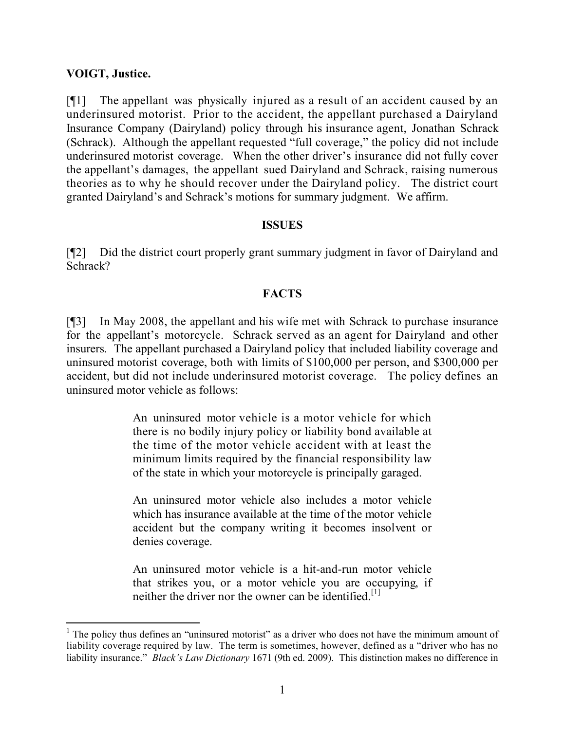**VOIGT, Justice.**

[¶1] The appellant was physically injured as a result of an accident caused by an underinsured motorist. Prior to the accident, the appellant purchased a Dairyland Insurance Company (Dairyland) policy through his insurance agent, Jonathan Schrack (Schrack). Although the appellant requested "full coverage," the policy did not include underinsured motorist coverage. When the other driver's insurance did not fully cover the appellant's damages, the appellant sued Dairyland and Schrack, raising numerous theories as to why he should recover under the Dairyland policy. The district court granted Dairyland's and Schrack's motions for summary judgment. We affirm.

## ISSUES

[¶2] Did the district court properly grant summary judgment in favor of Dairyland and Schrack?

## FACTS

[¶3] In May 2008, the appellant and his wife met with Schrack to purchase insurance for the appellant's motorcycle. Schrack served as an agent for Dairyland and other insurers. The appellant purchased a Dairyland policy that included liability coverage and uninsured motorist coverage, both with limits of $100,000 per person, and $300,000 per accident, but did not include underinsured motorist coverage. The policy defines an uninsured motor vehicle as follows:

> An uninsured motor vehicle is a motor vehicle for which there is no bodily injury policy or liability bond available at the time of the motor vehicle accident with at least the minimum limits required by the financial responsibility law of the state in which your motorcycle is principally garaged.
>
> An uninsured motor vehicle also includes a motor vehicle which has insurance available at the time of the motor vehicle accident but the company writing it becomes insolvent or denies coverage.
>
> An uninsured motor vehicle is a hit-and-run motor vehicle that strikes you, or a motor vehicle you are occupying, if neither the driver nor the owner can be identified.[1]

---

[1] The policy thus defines an "uninsured motorist" as a driver who does not have the minimum amount of liability coverage required by law. The term is sometimes, however, defined as a "driver who has no liability insurance." *Black's Law Dictionary* 1671 (9th ed. 2009). This distinction makes no difference in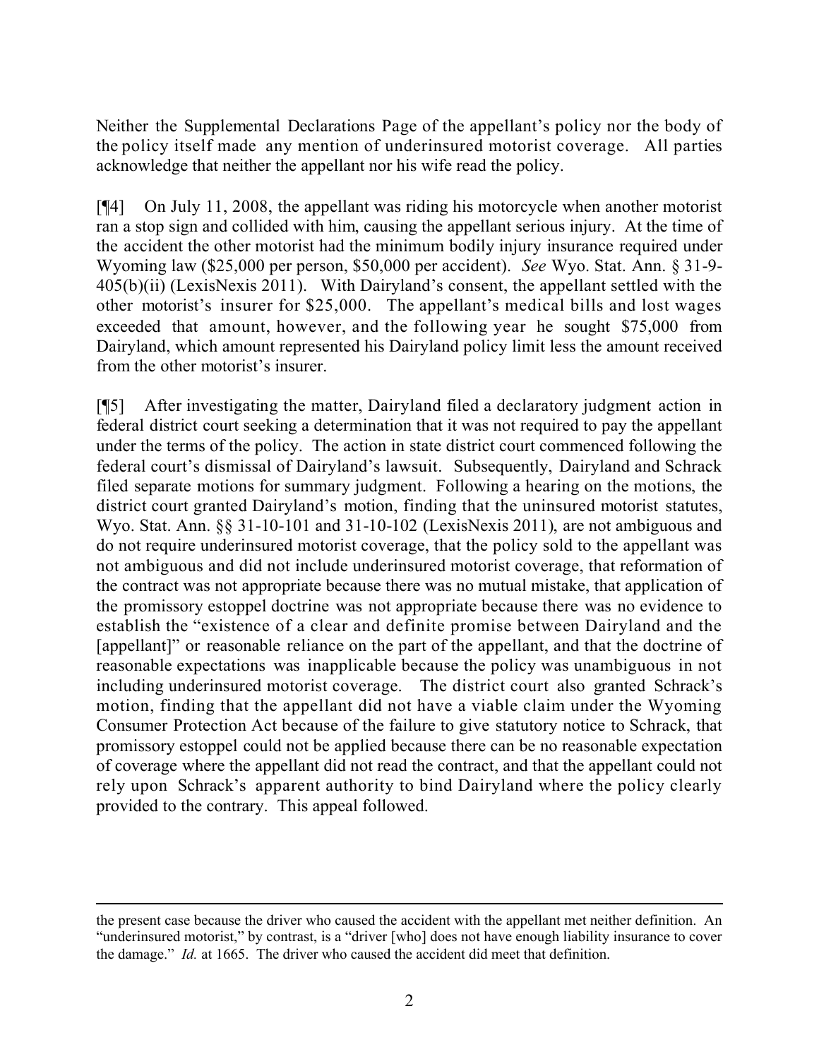Neither the Supplemental Declarations Page of the appellant's policy nor the body of the policy itself made any mention of underinsured motorist coverage. All parties acknowledge that neither the appellant nor his wife read the policy.

[¶4] On July 11, 2008, the appellant was riding his motorcycle when another motorist ran a stop sign and collided with him, causing the appellant serious injury. At the time of the accident the other motorist had the minimum bodily injury insurance required under Wyoming law ($25,000 per person, $50,000 per accident). *See* Wyo. Stat. Ann. § 31-9-405(b)(ii) (LexisNexis 2011). With Dairyland's consent, the appellant settled with the other motorist's insurer for $25,000. The appellant's medical bills and lost wages exceeded that amount, however, and the following year he sought $75,000 from Dairyland, which amount represented his Dairyland policy limit less the amount received from the other motorist's insurer.

[¶5] After investigating the matter, Dairyland filed a declaratory judgment action in federal district court seeking a determination that it was not required to pay the appellant under the terms of the policy. The action in state district court commenced following the federal court's dismissal of Dairyland's lawsuit. Subsequently, Dairyland and Schrack filed separate motions for summary judgment. Following a hearing on the motions, the district court granted Dairyland's motion, finding that the uninsured motorist statutes, Wyo. Stat. Ann. §§ 31-10-101 and 31-10-102 (LexisNexis 2011), are not ambiguous and do not require underinsured motorist coverage, that the policy sold to the appellant was not ambiguous and did not include underinsured motorist coverage, that reformation of the contract was not appropriate because there was no mutual mistake, that application of the promissory estoppel doctrine was not appropriate because there was no evidence to establish the "existence of a clear and definite promise between Dairyland and the [appellant]" or reasonable reliance on the part of the appellant, and that the doctrine of reasonable expectations was inapplicable because the policy was unambiguous in not including underinsured motorist coverage. The district court also granted Schrack's motion, finding that the appellant did not have a viable claim under the Wyoming Consumer Protection Act because of the failure to give statutory notice to Schrack, that promissory estoppel could not be applied because there can be no reasonable expectation of coverage where the appellant did not read the contract, and that the appellant could not rely upon Schrack's apparent authority to bind Dairyland where the policy clearly provided to the contrary. This appeal followed.

---

the present case because the driver who caused the accident with the appellant met neither definition. An "underinsured motorist," by contrast, is a "driver [who] does not have enough liability insurance to cover the damage." *Id.* at 1665. The driver who caused the accident did meet that definition.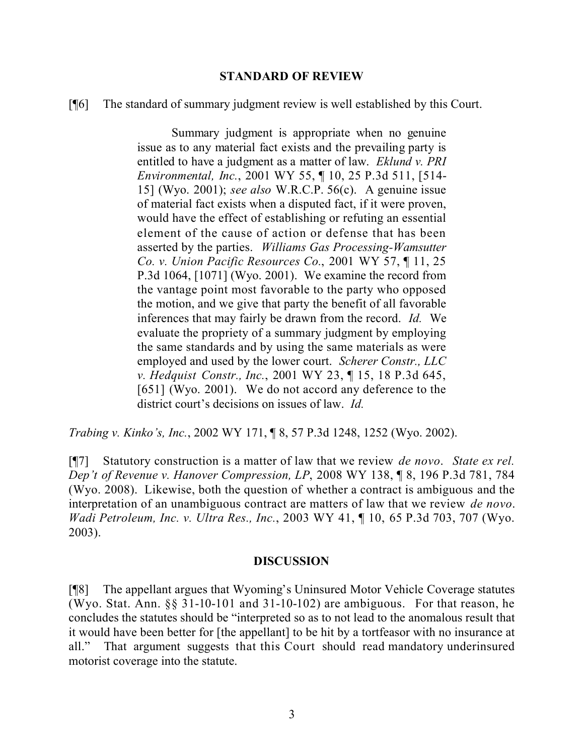## STANDARD OF REVIEW

[¶6] The standard of summary judgment review is well established by this Court.

> Summary judgment is appropriate when no genuine issue as to any material fact exists and the prevailing party is entitled to have a judgment as a matter of law. *Eklund v. PRI Environmental, Inc.*, 2001 WY 55, ¶ 10, 25 P.3d 511, [514-15] (Wyo. 2001); *see also* W.R.C.P. 56(c). A genuine issue of material fact exists when a disputed fact, if it were proven, would have the effect of establishing or refuting an essential element of the cause of action or defense that has been asserted by the parties. *Williams Gas Processing-Wamsutter Co. v. Union Pacific Resources Co.*, 2001 WY 57, ¶ 11, 25 P.3d 1064, [1071] (Wyo. 2001). We examine the record from the vantage point most favorable to the party who opposed the motion, and we give that party the benefit of all favorable inferences that may fairly be drawn from the record. *Id.* We evaluate the propriety of a summary judgment by employing the same standards and by using the same materials as were employed and used by the lower court. *Scherer Constr., LLC v. Hedquist Constr., Inc.*, 2001 WY 23, ¶ 15, 18 P.3d 645, [651] (Wyo. 2001). We do not accord any deference to the district court's decisions on issues of law. *Id.*

*Trabing v. Kinko's, Inc.*, 2002 WY 171, ¶ 8, 57 P.3d 1248, 1252 (Wyo. 2002).

[¶7] Statutory construction is a matter of law that we review *de novo*. *State ex rel. Dep't of Revenue v. Hanover Compression, LP*, 2008 WY 138, ¶ 8, 196 P.3d 781, 784 (Wyo. 2008). Likewise, both the question of whether a contract is ambiguous and the interpretation of an unambiguous contract are matters of law that we review *de novo*. *Wadi Petroleum, Inc. v. Ultra Res., Inc.*, 2003 WY 41, ¶ 10, 65 P.3d 703, 707 (Wyo. 2003).

## DISCUSSION

[¶8] The appellant argues that Wyoming's Uninsured Motor Vehicle Coverage statutes (Wyo. Stat. Ann. §§ 31-10-101 and 31-10-102) are ambiguous. For that reason, he concludes the statutes should be "interpreted so as to not lead to the anomalous result that it would have been better for [the appellant] to be hit by a tortfeasor with no insurance at all." That argument suggests that this Court should read mandatory underinsured motorist coverage into the statute.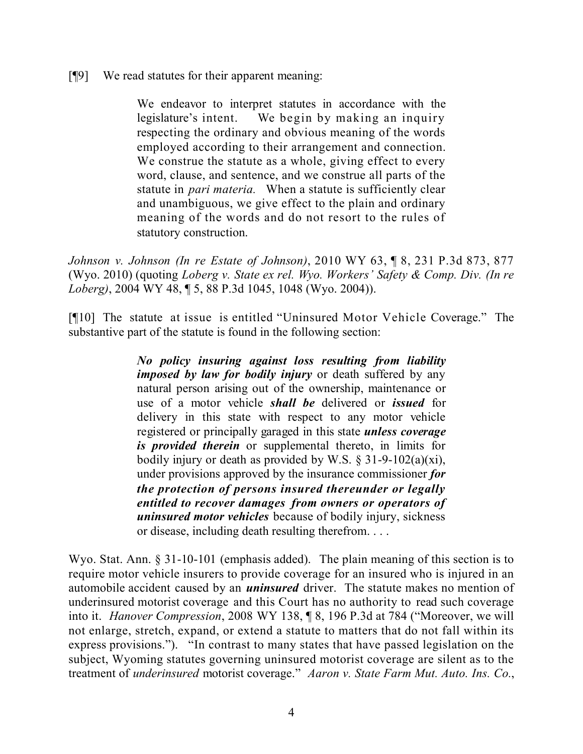[¶9] We read statutes for their apparent meaning:

> We endeavor to interpret statutes in accordance with the legislature's intent. We begin by making an inquiry respecting the ordinary and obvious meaning of the words employed according to their arrangement and connection. We construe the statute as a whole, giving effect to every word, clause, and sentence, and we construe all parts of the statute in *pari materia.* When a statute is sufficiently clear and unambiguous, we give effect to the plain and ordinary meaning of the words and do not resort to the rules of statutory construction.

*Johnson v. Johnson (In re Estate of Johnson)*, 2010 WY 63, ¶ 8, 231 P.3d 873, 877 (Wyo. 2010) (quoting *Loberg v. State ex rel. Wyo. Workers' Safety & Comp. Div. (In re Loberg)*, 2004 WY 48, ¶ 5, 88 P.3d 1045, 1048 (Wyo. 2004)).

[¶10] The statute at issue is entitled "Uninsured Motor Vehicle Coverage." The substantive part of the statute is found in the following section:

> ***No policy insuring against loss resulting from liability imposed by law for bodily injury*** or death suffered by any natural person arising out of the ownership, maintenance or use of a motor vehicle ***shall be*** delivered or ***issued*** for delivery in this state with respect to any motor vehicle registered or principally garaged in this state ***unless coverage is provided therein*** or supplemental thereto, in limits for bodily injury or death as provided by W.S. § 31-9-102(a)(xi), under provisions approved by the insurance commissioner ***for the protection of persons insured thereunder or legally entitled to recover damages from owners or operators of uninsured motor vehicles*** because of bodily injury, sickness or disease, including death resulting therefrom. . . .

Wyo. Stat. Ann. § 31-10-101 (emphasis added). The plain meaning of this section is to require motor vehicle insurers to provide coverage for an insured who is injured in an automobile accident caused by an ***uninsured*** driver. The statute makes no mention of underinsured motorist coverage and this Court has no authority to read such coverage into it. *Hanover Compression*, 2008 WY 138, ¶ 8, 196 P.3d at 784 ("Moreover, we will not enlarge, stretch, expand, or extend a statute to matters that do not fall within its express provisions."). "In contrast to many states that have passed legislation on the subject, Wyoming statutes governing uninsured motorist coverage are silent as to the treatment of *underinsured* motorist coverage." *Aaron v. State Farm Mut. Auto. Ins. Co.*,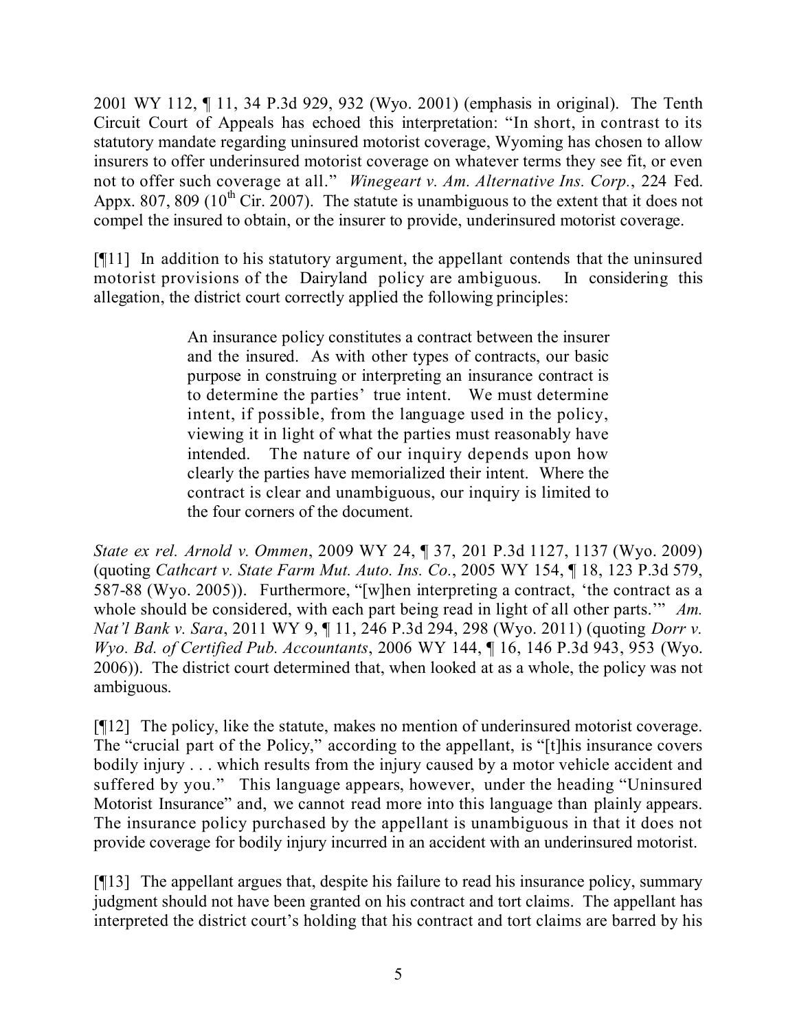2001 WY 112, ¶ 11, 34 P.3d 929, 932 (Wyo. 2001) (emphasis in original). The Tenth Circuit Court of Appeals has echoed this interpretation: "In short, in contrast to its statutory mandate regarding uninsured motorist coverage, Wyoming has chosen to allow insurers to offer underinsured motorist coverage on whatever terms they see fit, or even not to offer such coverage at all." *Winegeart v. Am. Alternative Ins. Corp.*, 224 Fed. Appx. 807, 809 (10th Cir. 2007). The statute is unambiguous to the extent that it does not compel the insured to obtain, or the insurer to provide, underinsured motorist coverage.

[¶11] In addition to his statutory argument, the appellant contends that the uninsured motorist provisions of the Dairyland policy are ambiguous. In considering this allegation, the district court correctly applied the following principles:

> An insurance policy constitutes a contract between the insurer and the insured. As with other types of contracts, our basic purpose in construing or interpreting an insurance contract is to determine the parties' true intent. We must determine intent, if possible, from the language used in the policy, viewing it in light of what the parties must reasonably have intended. The nature of our inquiry depends upon how clearly the parties have memorialized their intent. Where the contract is clear and unambiguous, our inquiry is limited to the four corners of the document.

*State ex rel. Arnold v. Ommen*, 2009 WY 24, ¶ 37, 201 P.3d 1127, 1137 (Wyo. 2009) (quoting *Cathcart v. State Farm Mut. Auto. Ins. Co.*, 2005 WY 154, ¶ 18, 123 P.3d 579, 587-88 (Wyo. 2005)). Furthermore, "[w]hen interpreting a contract, 'the contract as a whole should be considered, with each part being read in light of all other parts.'" *Am. Nat'l Bank v. Sara*, 2011 WY 9, ¶ 11, 246 P.3d 294, 298 (Wyo. 2011) (quoting *Dorr v. Wyo. Bd. of Certified Pub. Accountants*, 2006 WY 144, ¶ 16, 146 P.3d 943, 953 (Wyo. 2006)). The district court determined that, when looked at as a whole, the policy was not ambiguous.

[¶12] The policy, like the statute, makes no mention of underinsured motorist coverage. The "crucial part of the Policy," according to the appellant, is "[t]his insurance covers bodily injury . . . which results from the injury caused by a motor vehicle accident and suffered by you." This language appears, however, under the heading "Uninsured Motorist Insurance" and, we cannot read more into this language than plainly appears. The insurance policy purchased by the appellant is unambiguous in that it does not provide coverage for bodily injury incurred in an accident with an underinsured motorist.

[¶13] The appellant argues that, despite his failure to read his insurance policy, summary judgment should not have been granted on his contract and tort claims. The appellant has interpreted the district court's holding that his contract and tort claims are barred by his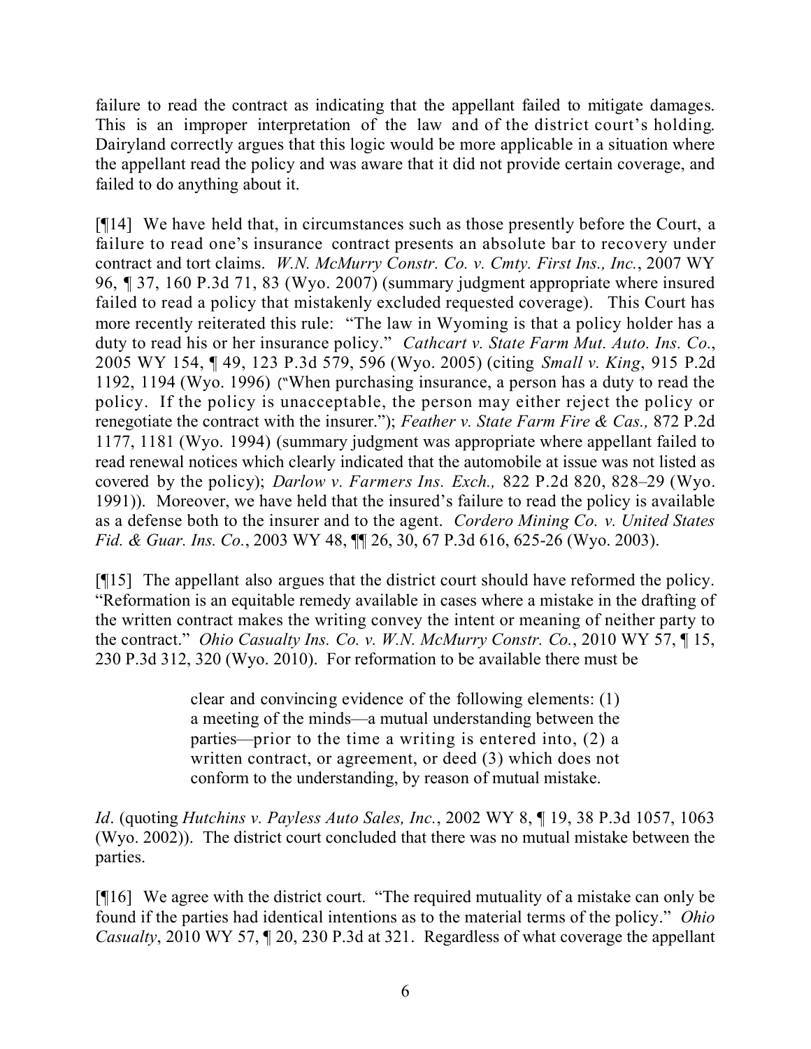failure to read the contract as indicating that the appellant failed to mitigate damages. This is an improper interpretation of the law and of the district court's holding. Dairyland correctly argues that this logic would be more applicable in a situation where the appellant read the policy and was aware that it did not provide certain coverage, and failed to do anything about it.

[¶14] We have held that, in circumstances such as those presently before the Court, a failure to read one's insurance contract presents an absolute bar to recovery under contract and tort claims. *W.N. McMurry Constr. Co. v. Cmty. First Ins., Inc.*, 2007 WY 96, ¶ 37, 160 P.3d 71, 83 (Wyo. 2007) (summary judgment appropriate where insured failed to read a policy that mistakenly excluded requested coverage). This Court has more recently reiterated this rule: "The law in Wyoming is that a policy holder has a duty to read his or her insurance policy." *Cathcart v. State Farm Mut. Auto. Ins. Co.*, 2005 WY 154, ¶ 49, 123 P.3d 579, 596 (Wyo. 2005) (citing *Small v. King*, 915 P.2d 1192, 1194 (Wyo. 1996) ("When purchasing insurance, a person has a duty to read the policy. If the policy is unacceptable, the person may either reject the policy or renegotiate the contract with the insurer."); *Feather v. State Farm Fire & Cas.,* 872 P.2d 1177, 1181 (Wyo. 1994) (summary judgment was appropriate where appellant failed to read renewal notices which clearly indicated that the automobile at issue was not listed as covered by the policy); *Darlow v. Farmers Ins. Exch.,* 822 P.2d 820, 828–29 (Wyo. 1991)). Moreover, we have held that the insured's failure to read the policy is available as a defense both to the insurer and to the agent. *Cordero Mining Co. v. United States Fid. & Guar. Ins. Co.*, 2003 WY 48, ¶¶ 26, 30, 67 P.3d 616, 625-26 (Wyo. 2003).

[¶15] The appellant also argues that the district court should have reformed the policy. "Reformation is an equitable remedy available in cases where a mistake in the drafting of the written contract makes the writing convey the intent or meaning of neither party to the contract." *Ohio Casualty Ins. Co. v. W.N. McMurry Constr. Co.*, 2010 WY 57, ¶ 15, 230 P.3d 312, 320 (Wyo. 2010). For reformation to be available there must be

> clear and convincing evidence of the following elements: (1) a meeting of the minds—a mutual understanding between the parties—prior to the time a writing is entered into, (2) a written contract, or agreement, or deed (3) which does not conform to the understanding, by reason of mutual mistake.

*Id*. (quoting *Hutchins v. Payless Auto Sales, Inc.*, 2002 WY 8, ¶ 19, 38 P.3d 1057, 1063 (Wyo. 2002)). The district court concluded that there was no mutual mistake between the parties.

[¶16] We agree with the district court. "The required mutuality of a mistake can only be found if the parties had identical intentions as to the material terms of the policy." *Ohio Casualty*, 2010 WY 57, ¶ 20, 230 P.3d at 321. Regardless of what coverage the appellant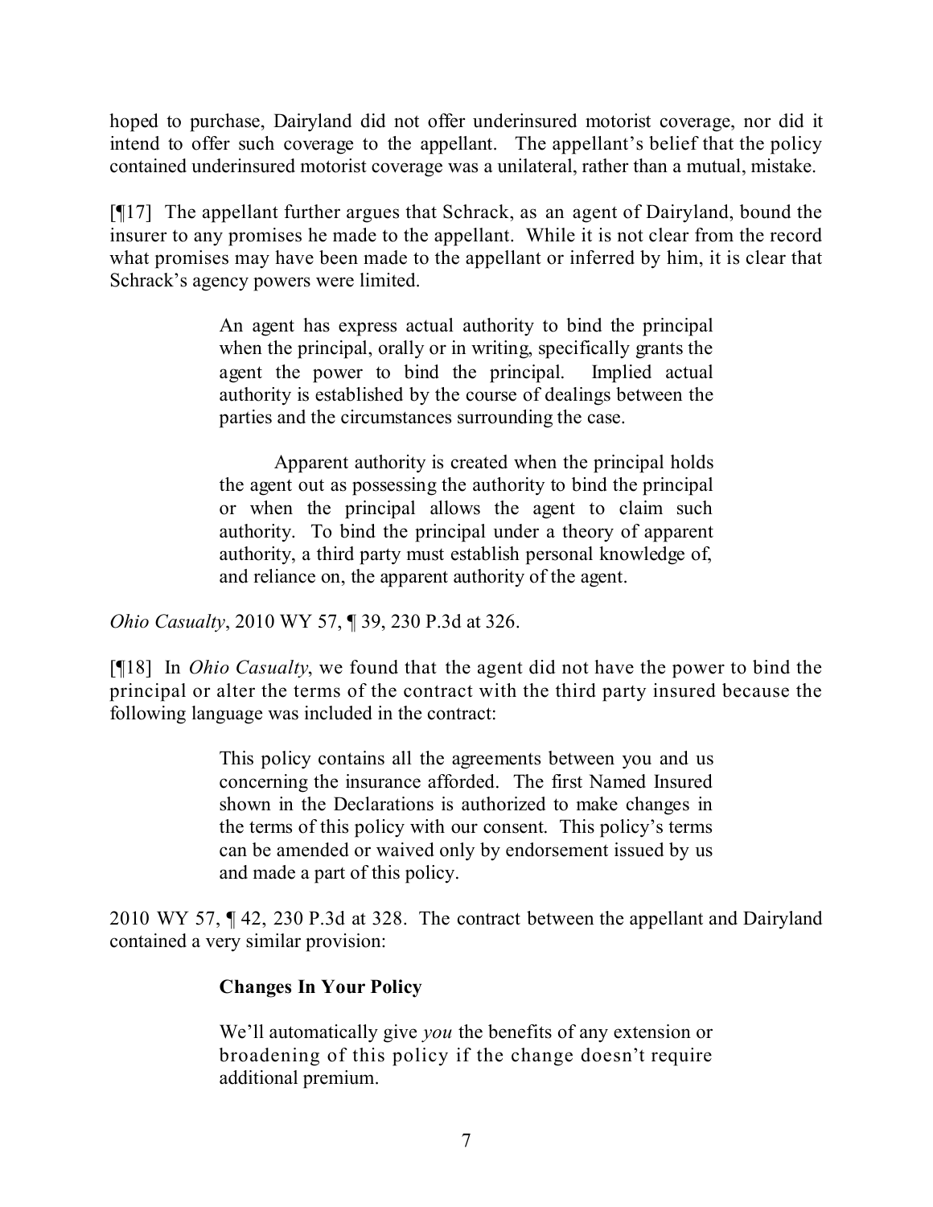hoped to purchase, Dairyland did not offer underinsured motorist coverage, nor did it intend to offer such coverage to the appellant. The appellant's belief that the policy contained underinsured motorist coverage was a unilateral, rather than a mutual, mistake.

[¶17] The appellant further argues that Schrack, as an agent of Dairyland, bound the insurer to any promises he made to the appellant. While it is not clear from the record what promises may have been made to the appellant or inferred by him, it is clear that Schrack's agency powers were limited.

> An agent has express actual authority to bind the principal when the principal, orally or in writing, specifically grants the agent the power to bind the principal. Implied actual authority is established by the course of dealings between the parties and the circumstances surrounding the case.
>
> Apparent authority is created when the principal holds the agent out as possessing the authority to bind the principal or when the principal allows the agent to claim such authority. To bind the principal under a theory of apparent authority, a third party must establish personal knowledge of, and reliance on, the apparent authority of the agent.

*Ohio Casualty*, 2010 WY 57, ¶ 39, 230 P.3d at 326.

[¶18] In *Ohio Casualty*, we found that the agent did not have the power to bind the principal or alter the terms of the contract with the third party insured because the following language was included in the contract:

> This policy contains all the agreements between you and us concerning the insurance afforded. The first Named Insured shown in the Declarations is authorized to make changes in the terms of this policy with our consent. This policy's terms can be amended or waived only by endorsement issued by us and made a part of this policy.

2010 WY 57, ¶ 42, 230 P.3d at 328. The contract between the appellant and Dairyland contained a very similar provision:

> **Changes In Your Policy**
>
> We'll automatically give *you* the benefits of any extension or broadening of this policy if the change doesn't require additional premium.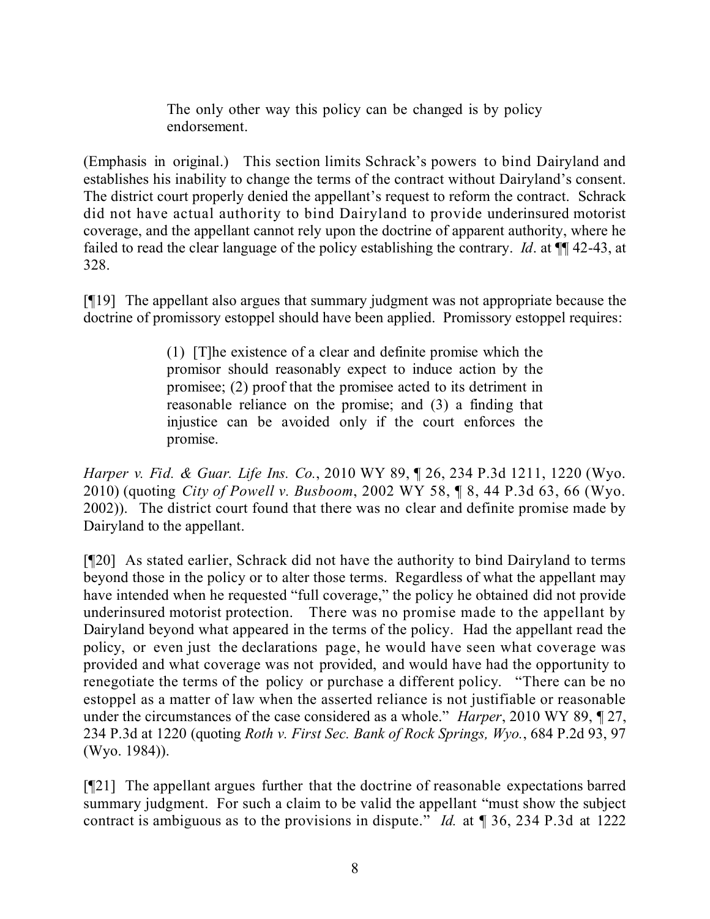> The only other way this policy can be changed is by policy endorsement.

(Emphasis in original.) This section limits Schrack's powers to bind Dairyland and establishes his inability to change the terms of the contract without Dairyland's consent. The district court properly denied the appellant's request to reform the contract. Schrack did not have actual authority to bind Dairyland to provide underinsured motorist coverage, and the appellant cannot rely upon the doctrine of apparent authority, where he failed to read the clear language of the policy establishing the contrary. *Id*. at ¶¶ 42-43, at 328.

[¶19] The appellant also argues that summary judgment was not appropriate because the doctrine of promissory estoppel should have been applied. Promissory estoppel requires:

> (1) [T]he existence of a clear and definite promise which the promisor should reasonably expect to induce action by the promisee; (2) proof that the promisee acted to its detriment in reasonable reliance on the promise; and (3) a finding that injustice can be avoided only if the court enforces the promise.

*Harper v. Fid. & Guar. Life Ins. Co.*, 2010 WY 89, ¶ 26, 234 P.3d 1211, 1220 (Wyo. 2010) (quoting *City of Powell v. Busboom*, 2002 WY 58, ¶ 8, 44 P.3d 63, 66 (Wyo. 2002)). The district court found that there was no clear and definite promise made by Dairyland to the appellant.

[¶20] As stated earlier, Schrack did not have the authority to bind Dairyland to terms beyond those in the policy or to alter those terms. Regardless of what the appellant may have intended when he requested "full coverage," the policy he obtained did not provide underinsured motorist protection. There was no promise made to the appellant by Dairyland beyond what appeared in the terms of the policy. Had the appellant read the policy, or even just the declarations page, he would have seen what coverage was provided and what coverage was not provided, and would have had the opportunity to renegotiate the terms of the policy or purchase a different policy. "There can be no estoppel as a matter of law when the asserted reliance is not justifiable or reasonable under the circumstances of the case considered as a whole." *Harper*, 2010 WY 89, ¶ 27, 234 P.3d at 1220 (quoting *Roth v. First Sec. Bank of Rock Springs, Wyo.*, 684 P.2d 93, 97 (Wyo. 1984)).

[¶21] The appellant argues further that the doctrine of reasonable expectations barred summary judgment. For such a claim to be valid the appellant "must show the subject contract is ambiguous as to the provisions in dispute." *Id.* at ¶ 36, 234 P.3d at 1222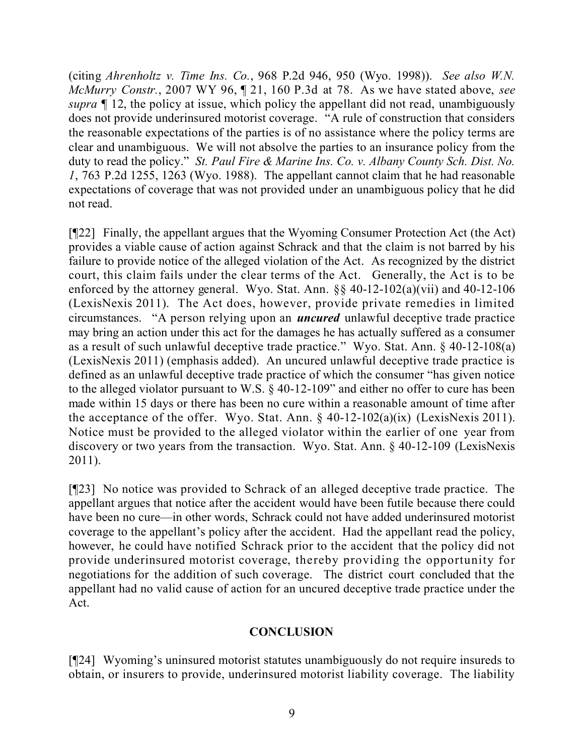(citing *Ahrenholtz v. Time Ins. Co.*, 968 P.2d 946, 950 (Wyo. 1998)). *See also W.N. McMurry Constr.*, 2007 WY 96, ¶ 21, 160 P.3d at 78. As we have stated above, *see supra* ¶ 12, the policy at issue, which policy the appellant did not read, unambiguously does not provide underinsured motorist coverage. "A rule of construction that considers the reasonable expectations of the parties is of no assistance where the policy terms are clear and unambiguous. We will not absolve the parties to an insurance policy from the duty to read the policy." *St. Paul Fire & Marine Ins. Co. v. Albany County Sch. Dist. No. 1*, 763 P.2d 1255, 1263 (Wyo. 1988). The appellant cannot claim that he had reasonable expectations of coverage that was not provided under an unambiguous policy that he did not read.

[¶22] Finally, the appellant argues that the Wyoming Consumer Protection Act (the Act) provides a viable cause of action against Schrack and that the claim is not barred by his failure to provide notice of the alleged violation of the Act. As recognized by the district court, this claim fails under the clear terms of the Act. Generally, the Act is to be enforced by the attorney general. Wyo. Stat. Ann. §§ 40-12-102(a)(vii) and 40-12-106 (LexisNexis 2011). The Act does, however, provide private remedies in limited circumstances. "A person relying upon an ***uncured*** unlawful deceptive trade practice may bring an action under this act for the damages he has actually suffered as a consumer as a result of such unlawful deceptive trade practice." Wyo. Stat. Ann. § 40-12-108(a) (LexisNexis 2011) (emphasis added). An uncured unlawful deceptive trade practice is defined as an unlawful deceptive trade practice of which the consumer "has given notice to the alleged violator pursuant to W.S. § 40-12-109" and either no offer to cure has been made within 15 days or there has been no cure within a reasonable amount of time after the acceptance of the offer. Wyo. Stat. Ann. § 40-12-102(a)(ix) (LexisNexis 2011). Notice must be provided to the alleged violator within the earlier of one year from discovery or two years from the transaction. Wyo. Stat. Ann. § 40-12-109 (LexisNexis 2011).

[¶23] No notice was provided to Schrack of an alleged deceptive trade practice. The appellant argues that notice after the accident would have been futile because there could have been no cure—in other words, Schrack could not have added underinsured motorist coverage to the appellant's policy after the accident. Had the appellant read the policy, however, he could have notified Schrack prior to the accident that the policy did not provide underinsured motorist coverage, thereby providing the opportunity for negotiations for the addition of such coverage. The district court concluded that the appellant had no valid cause of action for an uncured deceptive trade practice under the Act.

## CONCLUSION

[¶24] Wyoming's uninsured motorist statutes unambiguously do not require insureds to obtain, or insurers to provide, underinsured motorist liability coverage. The liability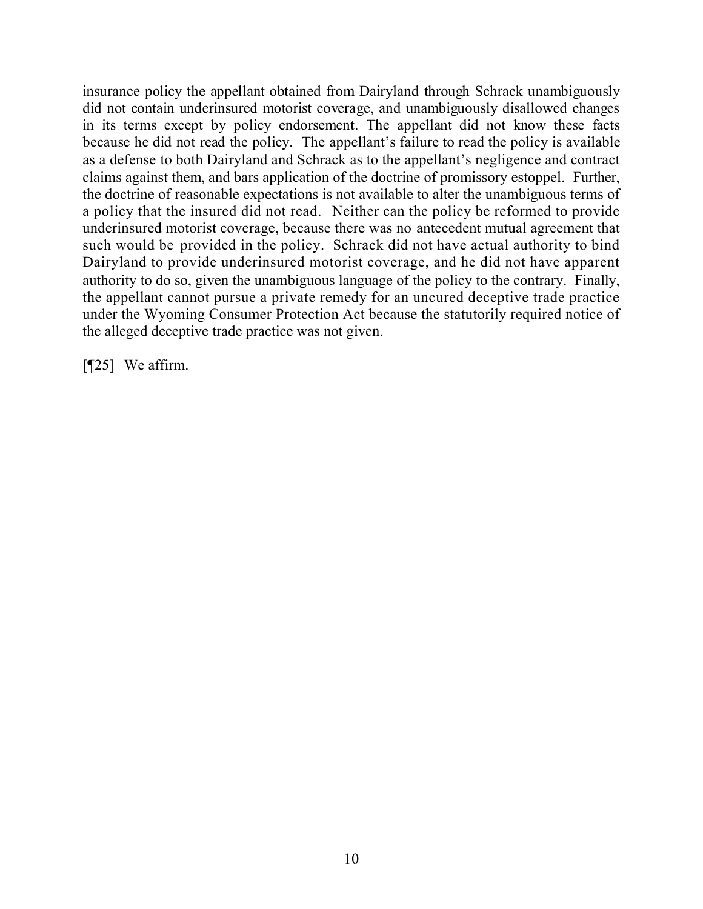insurance policy the appellant obtained from Dairyland through Schrack unambiguously did not contain underinsured motorist coverage, and unambiguously disallowed changes in its terms except by policy endorsement. The appellant did not know these facts because he did not read the policy. The appellant's failure to read the policy is available as a defense to both Dairyland and Schrack as to the appellant's negligence and contract claims against them, and bars application of the doctrine of promissory estoppel. Further, the doctrine of reasonable expectations is not available to alter the unambiguous terms of a policy that the insured did not read. Neither can the policy be reformed to provide underinsured motorist coverage, because there was no antecedent mutual agreement that such would be provided in the policy. Schrack did not have actual authority to bind Dairyland to provide underinsured motorist coverage, and he did not have apparent authority to do so, given the unambiguous language of the policy to the contrary. Finally, the appellant cannot pursue a private remedy for an uncured deceptive trade practice under the Wyoming Consumer Protection Act because the statutorily required notice of the alleged deceptive trade practice was not given.

[¶25] We affirm.